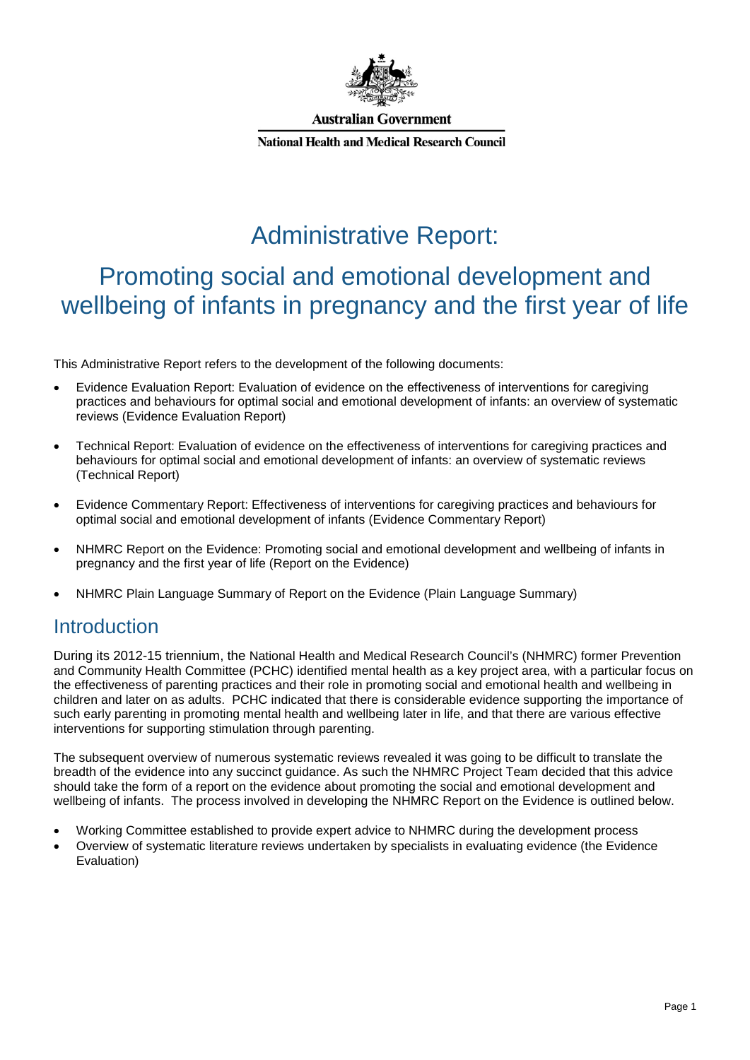Australian Government

National Health and Medical Research Council

# Administrative Report:

## Promoting social and emotional development and wellbeing of infants in pregnancy and the first year of life

This Administrative Report refers to the development of the following documents:

- Evidence Evaluation Report: Evaluation of evidence on the effectiveness of interventions for caregiving practices and behaviours for optimal social and emotional development of infants: an overview of systematic reviews (Evidence Evaluation Report)
- Technical Report: Evaluation of evidence on the effectiveness of interventions for caregiving practices and behaviours for optimal social and emotional development of infants: an overview of systematic reviews (Technical Report)
- Evidence Commentary Report: Effectiveness of interventions for caregiving practices and behaviours for optimal social and emotional development of infants (Evidence Commentary Report)
- NHMRC Report on the Evidence: Promoting social and emotional development and wellbeing of infants in pregnancy and the first year of life (Report on the Evidence)
- NHMRC Plain Language Summary of Report on the Evidence (Plain Language Summary)

## Introduction

During its 2012-15 triennium, the National Health and Medical Research Council's (NHMRC) former Prevention and Community Health Committee (PCHC) identified mental health as a key project area, with a particular focus on the effectiveness of parenting practices and their role in promoting social and emotional health and wellbeing in children and later on as adults. PCHC indicated that there is considerable evidence supporting the importance of such early parenting in promoting mental health and wellbeing later in life, and that there are various effective interventions for supporting stimulation through parenting.

The subsequent overview of numerous systematic reviews revealed it was going to be difficult to translate the breadth of the evidence into any succinct guidance. As such the NHMRC Project Team decided that this advice should take the form of a report on the evidence about promoting the social and emotional development and wellbeing of infants. The process involved in developing the NHMRC Report on the Evidence is outlined below.

- Working Committee established to provide expert advice to NHMRC during the development process
- Overview of systematic literature reviews undertaken by specialists in evaluating evidence (the Evidence Evaluation)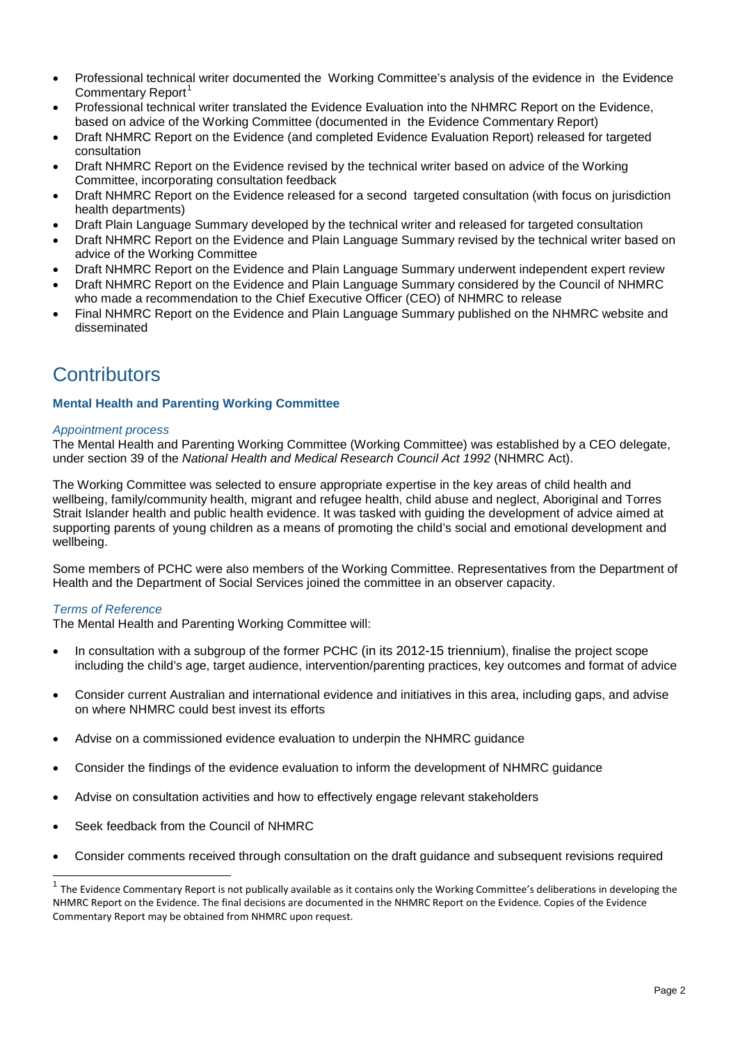- Professional technical writer documented the Working Committee's analysis of the evidence in the Evidence Commentary Report[1]
- Professional technical writer translated the Evidence Evaluation into the NHMRC Report on the Evidence, based on advice of the Working Committee (documented in the Evidence Commentary Report)
- Draft NHMRC Report on the Evidence (and completed Evidence Evaluation Report) released for targeted consultation
- Draft NHMRC Report on the Evidence revised by the technical writer based on advice of the Working Committee, incorporating consultation feedback
- Draft NHMRC Report on the Evidence released for a second targeted consultation (with focus on jurisdiction health departments)
- Draft Plain Language Summary developed by the technical writer and released for targeted consultation
- Draft NHMRC Report on the Evidence and Plain Language Summary revised by the technical writer based on advice of the Working Committee
- Draft NHMRC Report on the Evidence and Plain Language Summary underwent independent expert review
- Draft NHMRC Report on the Evidence and Plain Language Summary considered by the Council of NHMRC who made a recommendation to the Chief Executive Officer (CEO) of NHMRC to release
- Final NHMRC Report on the Evidence and Plain Language Summary published on the NHMRC website and disseminated

# Contributors

### Mental Health and Parenting Working Committee

*Appointment process*

The Mental Health and Parenting Working Committee (Working Committee) was established by a CEO delegate, under section 39 of the *National Health and Medical Research Council Act 1992* (NHMRC Act).

The Working Committee was selected to ensure appropriate expertise in the key areas of child health and wellbeing, family/community health, migrant and refugee health, child abuse and neglect, Aboriginal and Torres Strait Islander health and public health evidence. It was tasked with guiding the development of advice aimed at supporting parents of young children as a means of promoting the child's social and emotional development and wellbeing.

Some members of PCHC were also members of the Working Committee. Representatives from the Department of Health and the Department of Social Services joined the committee in an observer capacity.

*Terms of Reference*

The Mental Health and Parenting Working Committee will:

- In consultation with a subgroup of the former PCHC (in its 2012-15 triennium), finalise the project scope including the child's age, target audience, intervention/parenting practices, key outcomes and format of advice
- Consider current Australian and international evidence and initiatives in this area, including gaps, and advise on where NHMRC could best invest its efforts
- Advise on a commissioned evidence evaluation to underpin the NHMRC guidance
- Consider the findings of the evidence evaluation to inform the development of NHMRC guidance
- Advise on consultation activities and how to effectively engage relevant stakeholders
- Seek feedback from the Council of NHMRC
- Consider comments received through consultation on the draft guidance and subsequent revisions required

[1] The Evidence Commentary Report is not publically available as it contains only the Working Committee's deliberations in developing the NHMRC Report on the Evidence. The final decisions are documented in the NHMRC Report on the Evidence. Copies of the Evidence Commentary Report may be obtained from NHMRC upon request.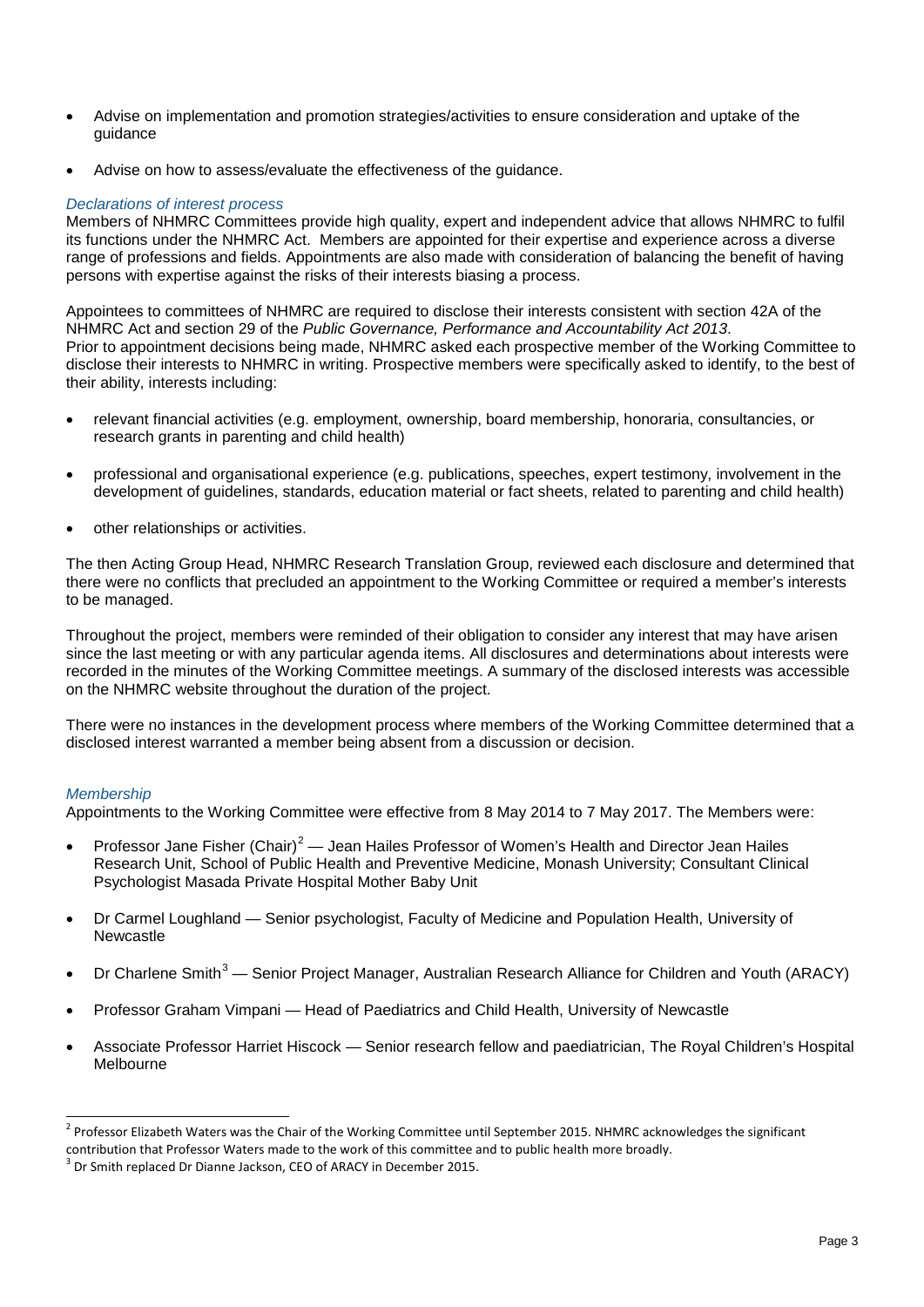- Advise on implementation and promotion strategies/activities to ensure consideration and uptake of the guidance
- Advise on how to assess/evaluate the effectiveness of the guidance.

### *Declarations of interest process*

Members of NHMRC Committees provide high quality, expert and independent advice that allows NHMRC to fulfil its functions under the NHMRC Act. Members are appointed for their expertise and experience across a diverse range of professions and fields. Appointments are also made with consideration of balancing the benefit of having persons with expertise against the risks of their interests biasing a process.

Appointees to committees of NHMRC are required to disclose their interests consistent with section 42A of the NHMRC Act and section 29 of the *Public Governance, Performance and Accountability Act 2013*. Prior to appointment decisions being made, NHMRC asked each prospective member of the Working Committee to disclose their interests to NHMRC in writing. Prospective members were specifically asked to identify, to the best of their ability, interests including:

- relevant financial activities (e.g. employment, ownership, board membership, honoraria, consultancies, or research grants in parenting and child health)
- professional and organisational experience (e.g. publications, speeches, expert testimony, involvement in the development of guidelines, standards, education material or fact sheets, related to parenting and child health)
- other relationships or activities.

The then Acting Group Head, NHMRC Research Translation Group, reviewed each disclosure and determined that there were no conflicts that precluded an appointment to the Working Committee or required a member's interests to be managed.

Throughout the project, members were reminded of their obligation to consider any interest that may have arisen since the last meeting or with any particular agenda items. All disclosures and determinations about interests were recorded in the minutes of the Working Committee meetings. A summary of the disclosed interests was accessible on the NHMRC website throughout the duration of the project.

There were no instances in the development process where members of the Working Committee determined that a disclosed interest warranted a member being absent from a discussion or decision.

### *Membership*

Appointments to the Working Committee were effective from 8 May 2014 to 7 May 2017. The Members were:

- Professor Jane Fisher (Chair)[2] — Jean Hailes Professor of Women's Health and Director Jean Hailes Research Unit, School of Public Health and Preventive Medicine, Monash University; Consultant Clinical Psychologist Masada Private Hospital Mother Baby Unit
- Dr Carmel Loughland — Senior psychologist, Faculty of Medicine and Population Health, University of Newcastle
- Dr Charlene Smith[3] — Senior Project Manager, Australian Research Alliance for Children and Youth (ARACY)
- Professor Graham Vimpani — Head of Paediatrics and Child Health, University of Newcastle
- Associate Professor Harriet Hiscock — Senior research fellow and paediatrician, The Royal Children's Hospital Melbourne

---

[2] Professor Elizabeth Waters was the Chair of the Working Committee until September 2015. NHMRC acknowledges the significant contribution that Professor Waters made to the work of this committee and to public health more broadly.

[3] Dr Smith replaced Dr Dianne Jackson, CEO of ARACY in December 2015.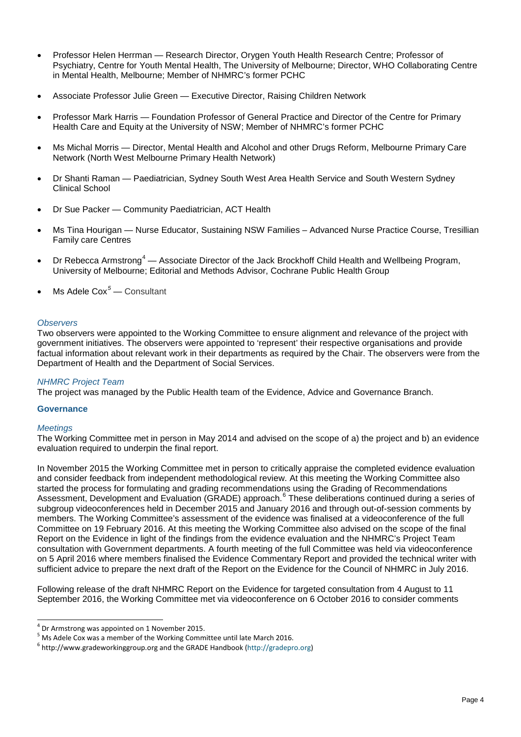- Professor Helen Herrman — Research Director, Orygen Youth Health Research Centre; Professor of Psychiatry, Centre for Youth Mental Health, The University of Melbourne; Director, WHO Collaborating Centre in Mental Health, Melbourne; Member of NHMRC's former PCHC
- Associate Professor Julie Green — Executive Director, Raising Children Network
- Professor Mark Harris — Foundation Professor of General Practice and Director of the Centre for Primary Health Care and Equity at the University of NSW; Member of NHMRC's former PCHC
- Ms Michal Morris — Director, Mental Health and Alcohol and other Drugs Reform, Melbourne Primary Care Network (North West Melbourne Primary Health Network)
- Dr Shanti Raman — Paediatrician, Sydney South West Area Health Service and South Western Sydney Clinical School
- Dr Sue Packer — Community Paediatrician, ACT Health
- Ms Tina Hourigan — Nurse Educator, Sustaining NSW Families – Advanced Nurse Practice Course, Tresillian Family care Centres
- Dr Rebecca Armstrong[4] — Associate Director of the Jack Brockhoff Child Health and Wellbeing Program, University of Melbourne; Editorial and Methods Advisor, Cochrane Public Health Group
- Ms Adele Cox[5] — Consultant

*Observers*

Two observers were appointed to the Working Committee to ensure alignment and relevance of the project with government initiatives. The observers were appointed to 'represent' their respective organisations and provide factual information about relevant work in their departments as required by the Chair. The observers were from the Department of Health and the Department of Social Services.

*NHMRC Project Team*

The project was managed by the Public Health team of the Evidence, Advice and Governance Branch.

**Governance**

*Meetings*

The Working Committee met in person in May 2014 and advised on the scope of a) the project and b) an evidence evaluation required to underpin the final report.

In November 2015 the Working Committee met in person to critically appraise the completed evidence evaluation and consider feedback from independent methodological review. At this meeting the Working Committee also started the process for formulating and grading recommendations using the Grading of Recommendations Assessment, Development and Evaluation (GRADE) approach.[6] These deliberations continued during a series of subgroup videoconferences held in December 2015 and January 2016 and through out-of-session comments by members. The Working Committee's assessment of the evidence was finalised at a videoconference of the full Committee on 19 February 2016. At this meeting the Working Committee also advised on the scope of the final Report on the Evidence in light of the findings from the evidence evaluation and the NHMRC's Project Team consultation with Government departments. A fourth meeting of the full Committee was held via videoconference on 5 April 2016 where members finalised the Evidence Commentary Report and provided the technical writer with sufficient advice to prepare the next draft of the Report on the Evidence for the Council of NHMRC in July 2016.

Following release of the draft NHMRC Report on the Evidence for targeted consultation from 4 August to 11 September 2016, the Working Committee met via videoconference on 6 October 2016 to consider comments

---

[4] Dr Armstrong was appointed on 1 November 2015.

[5] Ms Adele Cox was a member of the Working Committee until late March 2016.

[6] http://www.gradeworkinggroup.org and the GRADE Handbook (http://gradepro.org)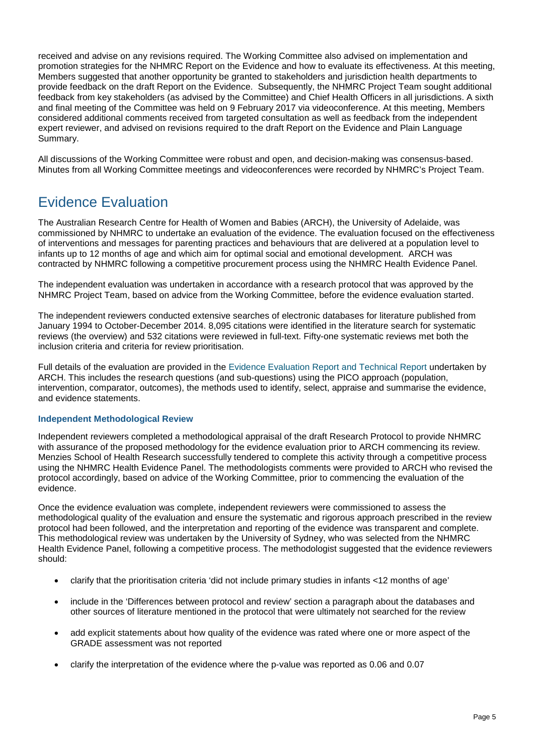received and advise on any revisions required. The Working Committee also advised on implementation and promotion strategies for the NHMRC Report on the Evidence and how to evaluate its effectiveness. At this meeting, Members suggested that another opportunity be granted to stakeholders and jurisdiction health departments to provide feedback on the draft Report on the Evidence. Subsequently, the NHMRC Project Team sought additional feedback from key stakeholders (as advised by the Committee) and Chief Health Officers in all jurisdictions. A sixth and final meeting of the Committee was held on 9 February 2017 via videoconference. At this meeting, Members considered additional comments received from targeted consultation as well as feedback from the independent expert reviewer, and advised on revisions required to the draft Report on the Evidence and Plain Language Summary.

All discussions of the Working Committee were robust and open, and decision-making was consensus-based. Minutes from all Working Committee meetings and videoconferences were recorded by NHMRC's Project Team.

# Evidence Evaluation

The Australian Research Centre for Health of Women and Babies (ARCH), the University of Adelaide, was commissioned by NHMRC to undertake an evaluation of the evidence. The evaluation focused on the effectiveness of interventions and messages for parenting practices and behaviours that are delivered at a population level to infants up to 12 months of age and which aim for optimal social and emotional development. ARCH was contracted by NHMRC following a competitive procurement process using the NHMRC Health Evidence Panel.

The independent evaluation was undertaken in accordance with a research protocol that was approved by the NHMRC Project Team, based on advice from the Working Committee, before the evidence evaluation started.

The independent reviewers conducted extensive searches of electronic databases for literature published from January 1994 to October-December 2014. 8,095 citations were identified in the literature search for systematic reviews (the overview) and 532 citations were reviewed in full-text. Fifty-one systematic reviews met both the inclusion criteria and criteria for review prioritisation.

Full details of the evaluation are provided in the Evidence Evaluation Report and Technical Report undertaken by ARCH. This includes the research questions (and sub-questions) using the PICO approach (population, intervention, comparator, outcomes), the methods used to identify, select, appraise and summarise the evidence, and evidence statements.

### Independent Methodological Review

Independent reviewers completed a methodological appraisal of the draft Research Protocol to provide NHMRC with assurance of the proposed methodology for the evidence evaluation prior to ARCH commencing its review. Menzies School of Health Research successfully tendered to complete this activity through a competitive process using the NHMRC Health Evidence Panel. The methodologists comments were provided to ARCH who revised the protocol accordingly, based on advice of the Working Committee, prior to commencing the evaluation of the evidence.

Once the evidence evaluation was complete, independent reviewers were commissioned to assess the methodological quality of the evaluation and ensure the systematic and rigorous approach prescribed in the review protocol had been followed, and the interpretation and reporting of the evidence was transparent and complete. This methodological review was undertaken by the University of Sydney, who was selected from the NHMRC Health Evidence Panel, following a competitive process. The methodologist suggested that the evidence reviewers should:

- clarify that the prioritisation criteria 'did not include primary studies in infants <12 months of age'
- include in the 'Differences between protocol and review' section a paragraph about the databases and other sources of literature mentioned in the protocol that were ultimately not searched for the review
- add explicit statements about how quality of the evidence was rated where one or more aspect of the GRADE assessment was not reported
- clarify the interpretation of the evidence where the p-value was reported as 0.06 and 0.07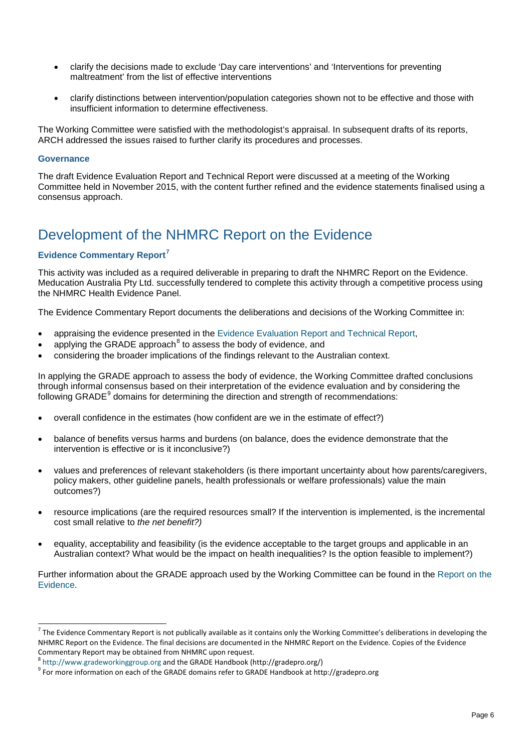- clarify the decisions made to exclude 'Day care interventions' and 'Interventions for preventing maltreatment' from the list of effective interventions
- clarify distinctions between intervention/population categories shown not to be effective and those with insufficient information to determine effectiveness.

The Working Committee were satisfied with the methodologist's appraisal. In subsequent drafts of its reports, ARCH addressed the issues raised to further clarify its procedures and processes.

#### Governance

The draft Evidence Evaluation Report and Technical Report were discussed at a meeting of the Working Committee held in November 2015, with the content further refined and the evidence statements finalised using a consensus approach.

## Development of the NHMRC Report on the Evidence

#### Evidence Commentary Report[7]

This activity was included as a required deliverable in preparing to draft the NHMRC Report on the Evidence. Meducation Australia Pty Ltd. successfully tendered to complete this activity through a competitive process using the NHMRC Health Evidence Panel.

The Evidence Commentary Report documents the deliberations and decisions of the Working Committee in:

- appraising the evidence presented in the Evidence Evaluation Report and Technical Report,
- applying the GRADE approach[8] to assess the body of evidence, and
- considering the broader implications of the findings relevant to the Australian context.

In applying the GRADE approach to assess the body of evidence, the Working Committee drafted conclusions through informal consensus based on their interpretation of the evidence evaluation and by considering the following GRADE[9] domains for determining the direction and strength of recommendations:

- overall confidence in the estimates (how confident are we in the estimate of effect?)
- balance of benefits versus harms and burdens (on balance, does the evidence demonstrate that the intervention is effective or is it inconclusive?)
- values and preferences of relevant stakeholders (is there important uncertainty about how parents/caregivers, policy makers, other guideline panels, health professionals or welfare professionals) value the main outcomes?)
- resource implications (are the required resources small? If the intervention is implemented, is the incremental cost small relative to *the net benefit?)*
- equality, acceptability and feasibility (is the evidence acceptable to the target groups and applicable in an Australian context? What would be the impact on health inequalities? Is the option feasible to implement?)

Further information about the GRADE approach used by the Working Committee can be found in the Report on the Evidence.

---

[7] The Evidence Commentary Report is not publically available as it contains only the Working Committee's deliberations in developing the NHMRC Report on the Evidence. The final decisions are documented in the NHMRC Report on the Evidence. Copies of the Evidence Commentary Report may be obtained from NHMRC upon request.

[8] http://www.gradeworkinggroup.org and the GRADE Handbook (http://gradepro.org/)

[9] For more information on each of the GRADE domains refer to GRADE Handbook at http://gradepro.org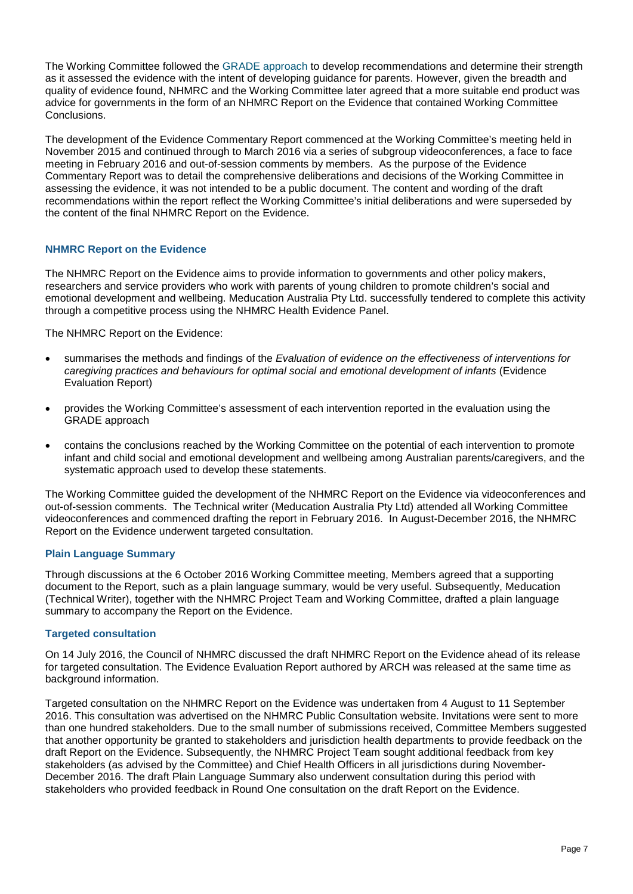The Working Committee followed the GRADE approach to develop recommendations and determine their strength as it assessed the evidence with the intent of developing guidance for parents. However, given the breadth and quality of evidence found, NHMRC and the Working Committee later agreed that a more suitable end product was advice for governments in the form of an NHMRC Report on the Evidence that contained Working Committee Conclusions.

The development of the Evidence Commentary Report commenced at the Working Committee's meeting held in November 2015 and continued through to March 2016 via a series of subgroup videoconferences, a face to face meeting in February 2016 and out-of-session comments by members. As the purpose of the Evidence Commentary Report was to detail the comprehensive deliberations and decisions of the Working Committee in assessing the evidence, it was not intended to be a public document. The content and wording of the draft recommendations within the report reflect the Working Committee's initial deliberations and were superseded by the content of the final NHMRC Report on the Evidence.

### NHMRC Report on the Evidence

The NHMRC Report on the Evidence aims to provide information to governments and other policy makers, researchers and service providers who work with parents of young children to promote children's social and emotional development and wellbeing. Meducation Australia Pty Ltd. successfully tendered to complete this activity through a competitive process using the NHMRC Health Evidence Panel.

The NHMRC Report on the Evidence:

- summarises the methods and findings of the *Evaluation of evidence on the effectiveness of interventions for caregiving practices and behaviours for optimal social and emotional development of infants* (Evidence Evaluation Report)
- provides the Working Committee's assessment of each intervention reported in the evaluation using the GRADE approach
- contains the conclusions reached by the Working Committee on the potential of each intervention to promote infant and child social and emotional development and wellbeing among Australian parents/caregivers, and the systematic approach used to develop these statements.

The Working Committee guided the development of the NHMRC Report on the Evidence via videoconferences and out-of-session comments. The Technical writer (Meducation Australia Pty Ltd) attended all Working Committee videoconferences and commenced drafting the report in February 2016. In August-December 2016, the NHMRC Report on the Evidence underwent targeted consultation.

### Plain Language Summary

Through discussions at the 6 October 2016 Working Committee meeting, Members agreed that a supporting document to the Report, such as a plain language summary, would be very useful. Subsequently, Meducation (Technical Writer), together with the NHMRC Project Team and Working Committee, drafted a plain language summary to accompany the Report on the Evidence.

### Targeted consultation

On 14 July 2016, the Council of NHMRC discussed the draft NHMRC Report on the Evidence ahead of its release for targeted consultation. The Evidence Evaluation Report authored by ARCH was released at the same time as background information.

Targeted consultation on the NHMRC Report on the Evidence was undertaken from 4 August to 11 September 2016. This consultation was advertised on the NHMRC Public Consultation website. Invitations were sent to more than one hundred stakeholders. Due to the small number of submissions received, Committee Members suggested that another opportunity be granted to stakeholders and jurisdiction health departments to provide feedback on the draft Report on the Evidence. Subsequently, the NHMRC Project Team sought additional feedback from key stakeholders (as advised by the Committee) and Chief Health Officers in all jurisdictions during November-December 2016. The draft Plain Language Summary also underwent consultation during this period with stakeholders who provided feedback in Round One consultation on the draft Report on the Evidence.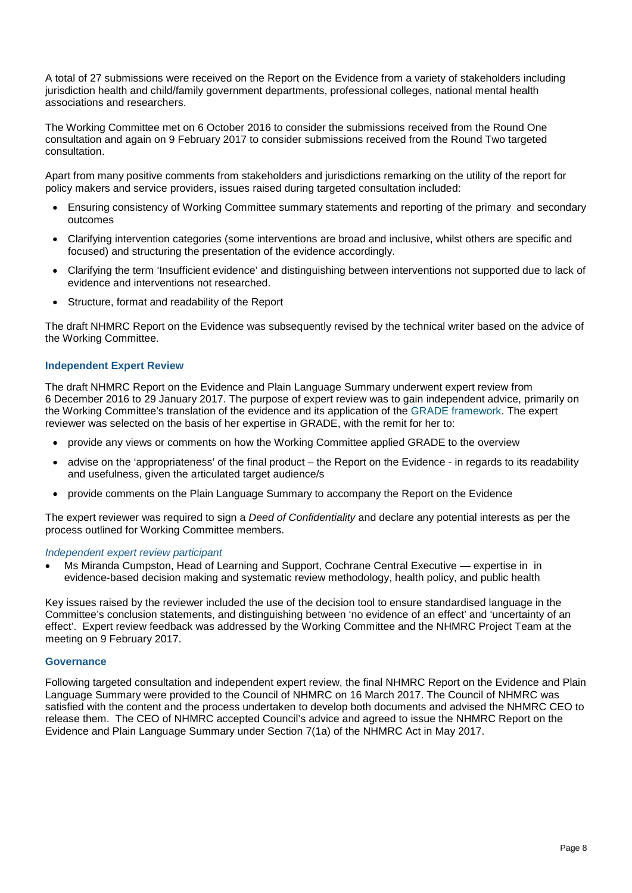A total of 27 submissions were received on the Report on the Evidence from a variety of stakeholders including jurisdiction health and child/family government departments, professional colleges, national mental health associations and researchers.

The Working Committee met on 6 October 2016 to consider the submissions received from the Round One consultation and again on 9 February 2017 to consider submissions received from the Round Two targeted consultation.

Apart from many positive comments from stakeholders and jurisdictions remarking on the utility of the report for policy makers and service providers, issues raised during targeted consultation included:

- Ensuring consistency of Working Committee summary statements and reporting of the primary and secondary outcomes
- Clarifying intervention categories (some interventions are broad and inclusive, whilst others are specific and focused) and structuring the presentation of the evidence accordingly.
- Clarifying the term 'Insufficient evidence' and distinguishing between interventions not supported due to lack of evidence and interventions not researched.
- Structure, format and readability of the Report

The draft NHMRC Report on the Evidence was subsequently revised by the technical writer based on the advice of the Working Committee.

### Independent Expert Review

The draft NHMRC Report on the Evidence and Plain Language Summary underwent expert review from 6 December 2016 to 29 January 2017. The purpose of expert review was to gain independent advice, primarily on the Working Committee's translation of the evidence and its application of the GRADE framework. The expert reviewer was selected on the basis of her expertise in GRADE, with the remit for her to:

- provide any views or comments on how the Working Committee applied GRADE to the overview
- advise on the 'appropriateness' of the final product – the Report on the Evidence - in regards to its readability and usefulness, given the articulated target audience/s
- provide comments on the Plain Language Summary to accompany the Report on the Evidence

The expert reviewer was required to sign a *Deed of Confidentiality* and declare any potential interests as per the process outlined for Working Committee members.

*Independent expert review participant*

- Ms Miranda Cumpston, Head of Learning and Support, Cochrane Central Executive — expertise in in evidence-based decision making and systematic review methodology, health policy, and public health

Key issues raised by the reviewer included the use of the decision tool to ensure standardised language in the Committee's conclusion statements, and distinguishing between 'no evidence of an effect' and 'uncertainty of an effect'. Expert review feedback was addressed by the Working Committee and the NHMRC Project Team at the meeting on 9 February 2017.

### Governance

Following targeted consultation and independent expert review, the final NHMRC Report on the Evidence and Plain Language Summary were provided to the Council of NHMRC on 16 March 2017. The Council of NHMRC was satisfied with the content and the process undertaken to develop both documents and advised the NHMRC CEO to release them. The CEO of NHMRC accepted Council's advice and agreed to issue the NHMRC Report on the Evidence and Plain Language Summary under Section 7(1a) of the NHMRC Act in May 2017.